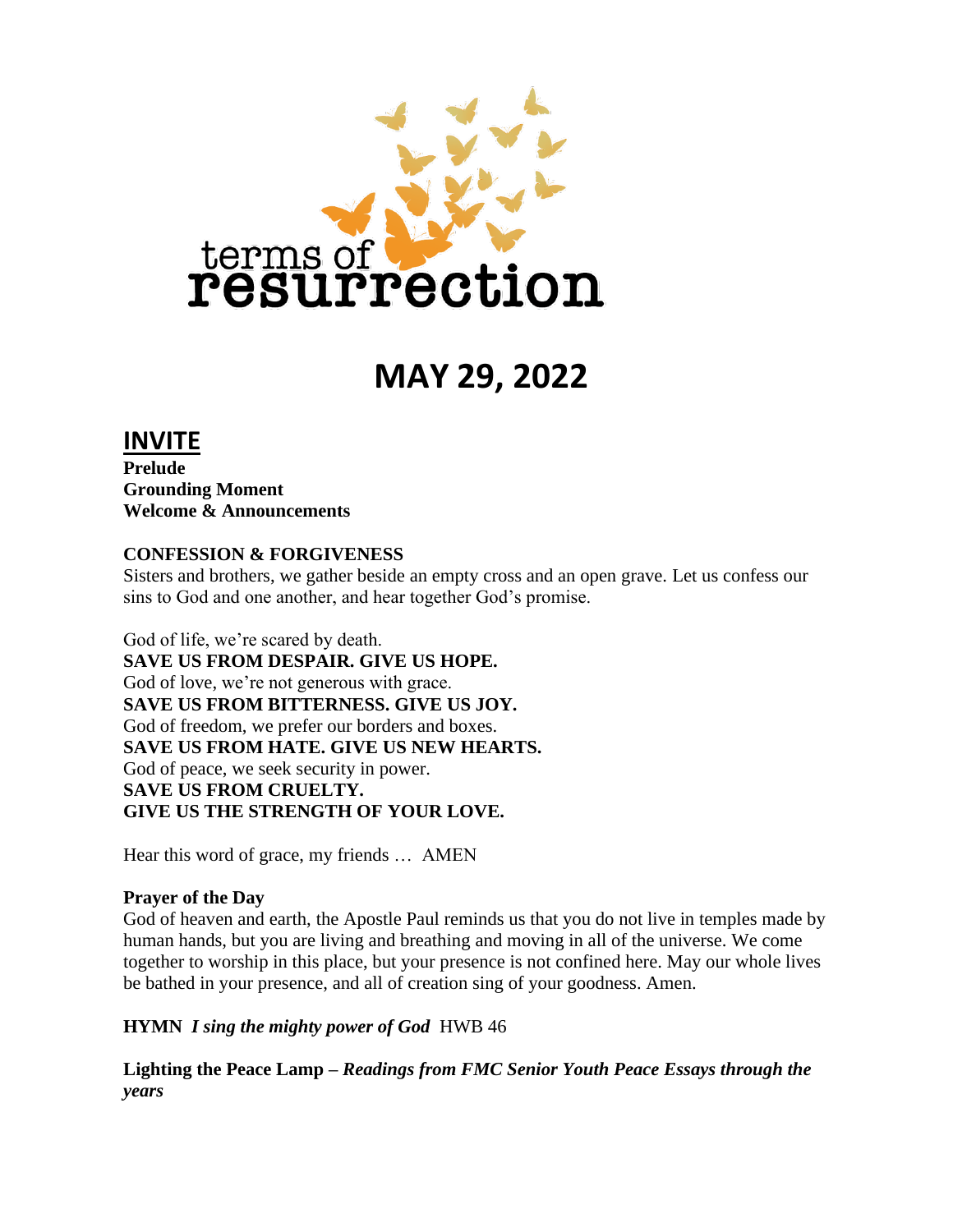terms of
resurrection

# MAY 29, 2022

## INVITE

**Prelude**
**Grounding Moment**
**Welcome & Announcements**

**CONFESSION & FORGIVENESS**
Sisters and brothers, we gather beside an empty cross and an open grave. Let us confess our sins to God and one another, and hear together God's promise.

God of life, we're scared by death.
**SAVE US FROM DESPAIR. GIVE US HOPE.**
God of love, we're not generous with grace.
**SAVE US FROM BITTERNESS. GIVE US JOY.**
God of freedom, we prefer our borders and boxes.
**SAVE US FROM HATE. GIVE US NEW HEARTS.**
God of peace, we seek security in power.
**SAVE US FROM CRUELTY.**
**GIVE US THE STRENGTH OF YOUR LOVE.**

Hear this word of grace, my friends … AMEN

**Prayer of the Day**
God of heaven and earth, the Apostle Paul reminds us that you do not live in temples made by human hands, but you are living and breathing and moving in all of the universe. We come together to worship in this place, but your presence is not confined here. May our whole lives be bathed in your presence, and all of creation sing of your goodness. Amen.

**HYMN** ***I sing the mighty power of God*** HWB 46

**Lighting the Peace Lamp –** ***Readings from FMC Senior Youth Peace Essays through the years***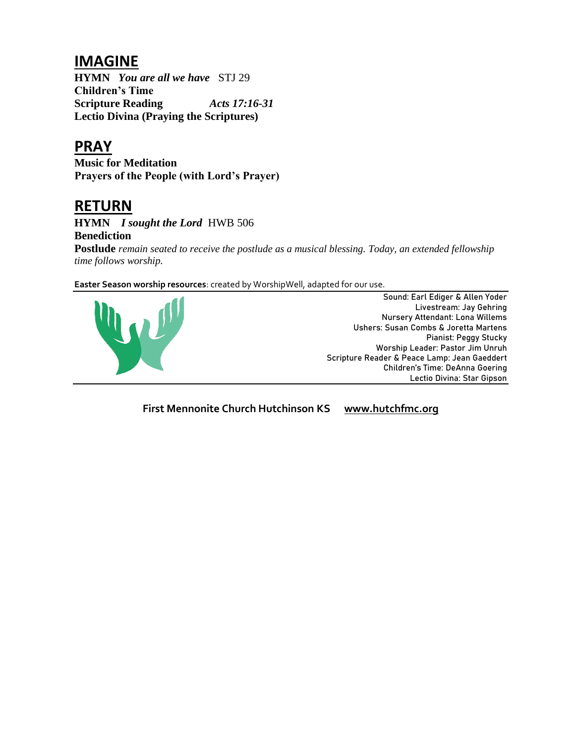## IMAGINE

**HYMN** ***You are all we have*** STJ 29
**Children's Time**
**Scripture Reading** ***Acts 17:16-31***
**Lectio Divina (Praying the Scriptures)**

## PRAY

**Music for Meditation**
**Prayers of the People (with Lord's Prayer)**

## RETURN

**HYMN** ***I sought the Lord*** HWB 506
**Benediction**
**Postlude** *remain seated to receive the postlude as a musical blessing. Today, an extended fellowship time follows worship.*

**Easter Season worship resources**: created by WorshipWell, adapted for our use.

Sound: Earl Ediger & Allen Yoder
Livestream: Jay Gehring
Nursery Attendant: Lona Willems
Ushers: Susan Combs & Joretta Martens
Pianist: Peggy Stucky
Worship Leader: Pastor Jim Unruh
Scripture Reader & Peace Lamp: Jean Gaeddert
Children's Time: DeAnna Goering
Lectio Divina: Star Gipson

**First Mennonite Church Hutchinson KS** **www.hutchfmc.org**